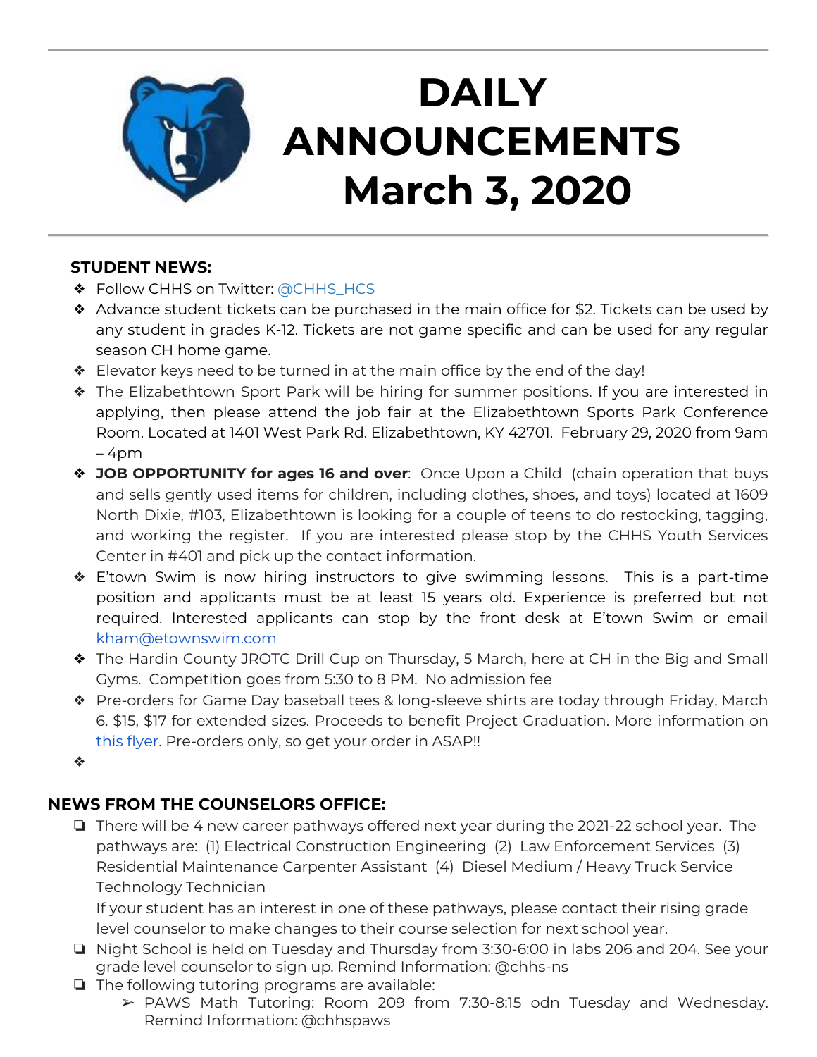# DAILY ANNOUNCEMENTS March 3, 2020

**STUDENT NEWS:**

- Follow CHHS on Twitter: @CHHS_HCS
- Advance student tickets can be purchased in the main office for $2. Tickets can be used by any student in grades K-12. Tickets are not game specific and can be used for any regular season CH home game.
- Elevator keys need to be turned in at the main office by the end of the day!
- The Elizabethtown Sport Park will be hiring for summer positions. If you are interested in applying, then please attend the job fair at the Elizabethtown Sports Park Conference Room. Located at 1401 West Park Rd. Elizabethtown, KY 42701. February 29, 2020 from 9am – 4pm
- **JOB OPPORTUNITY for ages 16 and over**: Once Upon a Child (chain operation that buys and sells gently used items for children, including clothes, shoes, and toys) located at 1609 North Dixie, #103, Elizabethtown is looking for a couple of teens to do restocking, tagging, and working the register. If you are interested please stop by the CHHS Youth Services Center in #401 and pick up the contact information.
- E'town Swim is now hiring instructors to give swimming lessons. This is a part-time position and applicants must be at least 15 years old. Experience is preferred but not required. Interested applicants can stop by the front desk at E'town Swim or email kham@etownswim.com
- The Hardin County JROTC Drill Cup on Thursday, 5 March, here at CH in the Big and Small Gyms. Competition goes from 5:30 to 8 PM. No admission fee
- Pre-orders for Game Day baseball tees & long-sleeve shirts are today through Friday, March 6. $15, $17 for extended sizes. Proceeds to benefit Project Graduation. More information on this flyer. Pre-orders only, so get your order in ASAP!!
- 

**NEWS FROM THE COUNSELORS OFFICE:**

- There will be 4 new career pathways offered next year during the 2021-22 school year. The pathways are: (1) Electrical Construction Engineering (2) Law Enforcement Services (3) Residential Maintenance Carpenter Assistant (4) Diesel Medium / Heavy Truck Service Technology Technician
  If your student has an interest in one of these pathways, please contact their rising grade level counselor to make changes to their course selection for next school year.
- Night School is held on Tuesday and Thursday from 3:30-6:00 in labs 206 and 204. See your grade level counselor to sign up. Remind Information: @chhs-ns
- The following tutoring programs are available:
  - PAWS Math Tutoring: Room 209 from 7:30-8:15 odn Tuesday and Wednesday. Remind Information: @chhspaws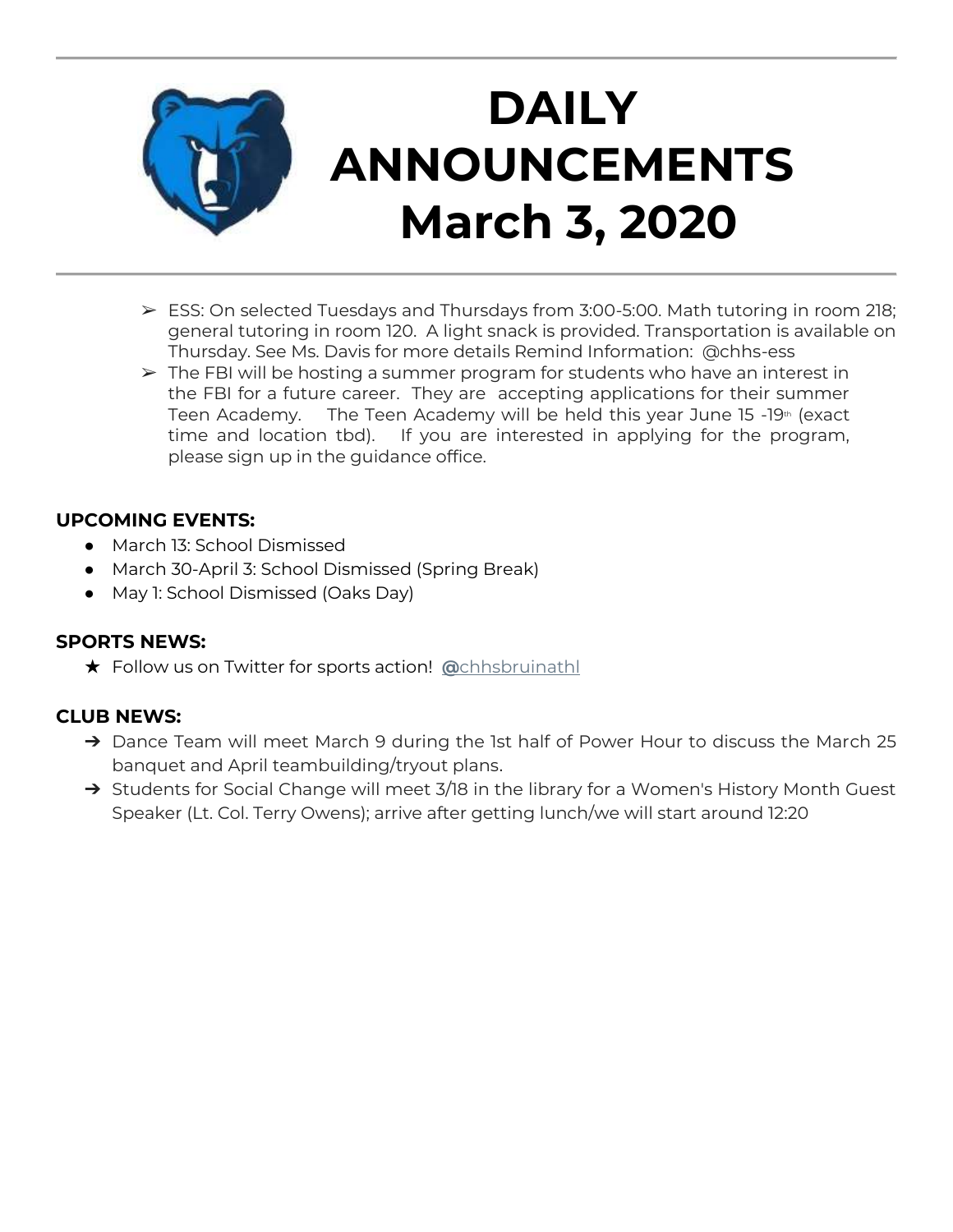# DAILY ANNOUNCEMENTS March 3, 2020

- ESS: On selected Tuesdays and Thursdays from 3:00-5:00. Math tutoring in room 218; general tutoring in room 120. A light snack is provided. Transportation is available on Thursday. See Ms. Davis for more details Remind Information: @chhs-ess
- The FBI will be hosting a summer program for students who have an interest in the FBI for a future career. They are accepting applications for their summer Teen Academy. The Teen Academy will be held this year June 15 -19th (exact time and location tbd). If you are interested in applying for the program, please sign up in the guidance office.

## UPCOMING EVENTS:

- March 13: School Dismissed
- March 30-April 3: School Dismissed (Spring Break)
- May 1: School Dismissed (Oaks Day)

## SPORTS NEWS:

- Follow us on Twitter for sports action! @chhsbruinathl

## CLUB NEWS:

- Dance Team will meet March 9 during the 1st half of Power Hour to discuss the March 25 banquet and April teambuilding/tryout plans.
- Students for Social Change will meet 3/18 in the library for a Women's History Month Guest Speaker (Lt. Col. Terry Owens); arrive after getting lunch/we will start around 12:20